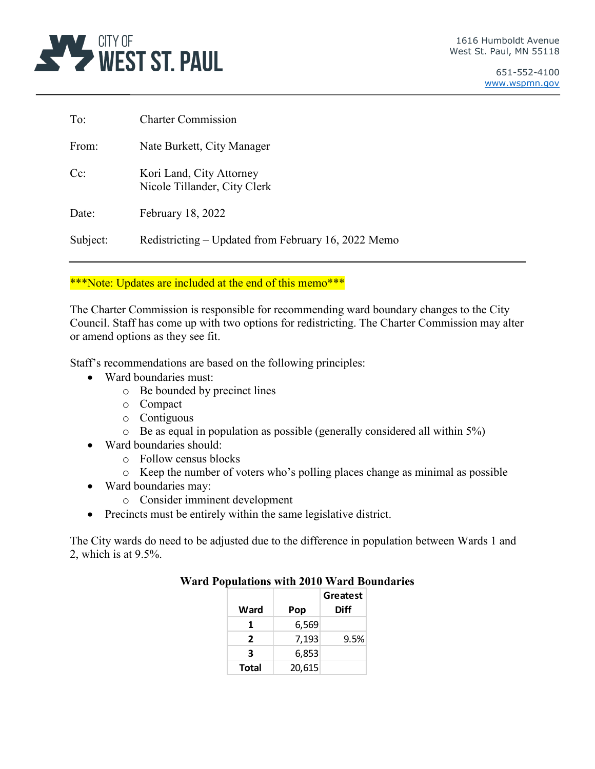CITY OF WEST ST. PAUL

1616 Humboldt Avenue
West St. Paul, MN 55118

651-552-4100
www.wspmn.gov

| | |
|---|---|
| To: | Charter Commission |
| From: | Nate Burkett, City Manager |
| Cc: | Kori Land, City Attorney<br>Nicole Tillander, City Clerk |
| Date: | February 18, 2022 |
| Subject: | Redistricting – Updated from February 16, 2022 Memo |

***Note: Updates are included at the end of this memo***

The Charter Commission is responsible for recommending ward boundary changes to the City Council. Staff has come up with two options for redistricting. The Charter Commission may alter or amend options as they see fit.

Staff's recommendations are based on the following principles:

- Ward boundaries must:
  - Be bounded by precinct lines
  - Compact
  - Contiguous
  - Be as equal in population as possible (generally considered all within 5%)
- Ward boundaries should:
  - Follow census blocks
  - Keep the number of voters who's polling places change as minimal as possible
- Ward boundaries may:
  - Consider imminent development
- Precincts must be entirely within the same legislative district.

The City wards do need to be adjusted due to the difference in population between Wards 1 and 2, which is at 9.5%.

**Ward Populations with 2010 Ward Boundaries**

| Ward | Pop | Greatest Diff |
|---|---|---|
| 1 | 6,569 | |
| 2 | 7,193 | 9.5% |
| 3 | 6,853 | |
| Total | 20,615 | |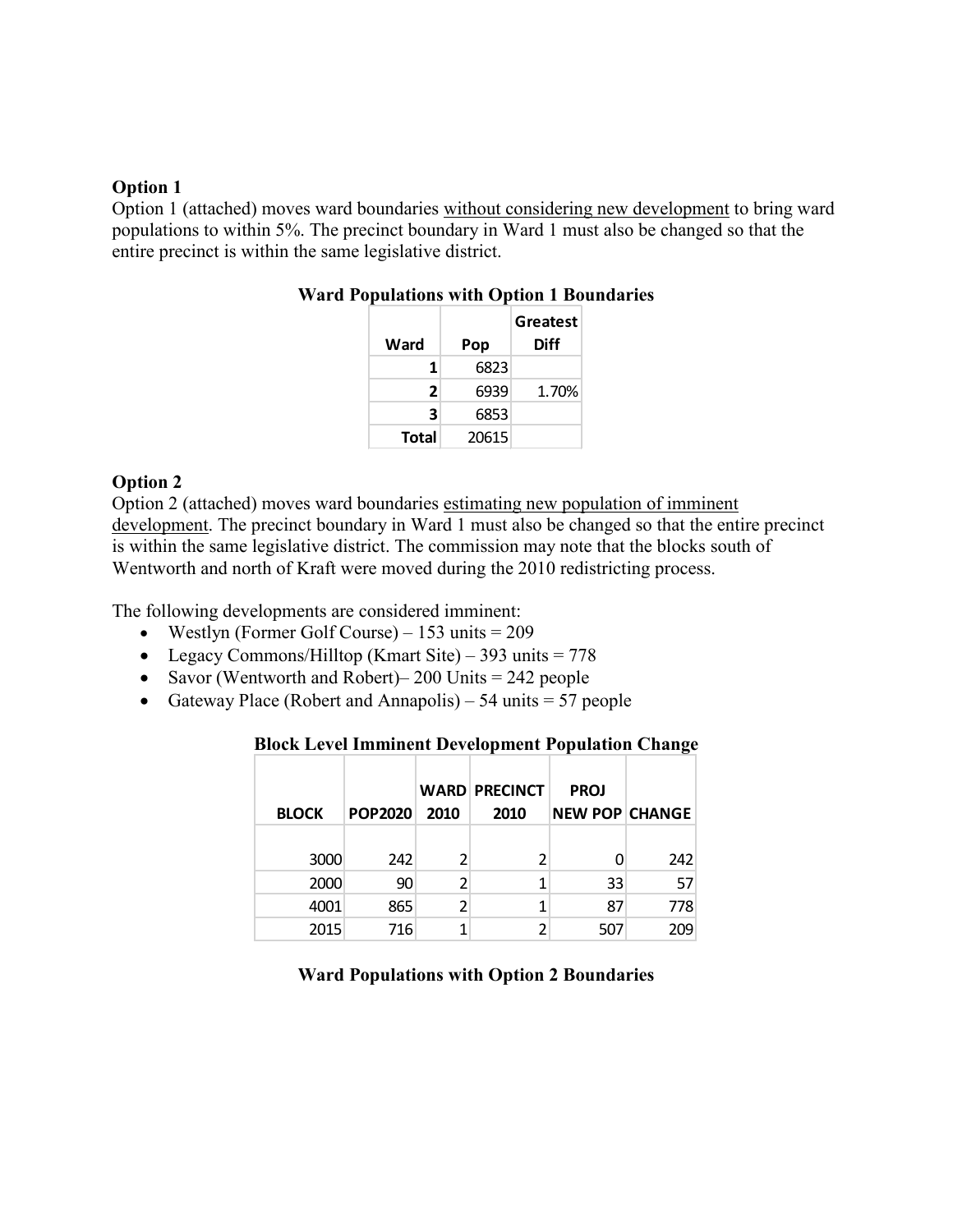**Option 1**

Option 1 (attached) moves ward boundaries <u>without considering new development</u> to bring ward populations to within 5%. The precinct boundary in Ward 1 must also be changed so that the entire precinct is within the same legislative district.

**Ward Populations with Option 1 Boundaries**

| Ward | Pop | Greatest Diff |
|---|---|---|
| 1 | 6823 | |
| 2 | 6939 | 1.70% |
| 3 | 6853 | |
| Total | 20615 | |

**Option 2**

Option 2 (attached) moves ward boundaries <u>estimating new population of imminent development</u>. The precinct boundary in Ward 1 must also be changed so that the entire precinct is within the same legislative district. The commission may note that the blocks south of Wentworth and north of Kraft were moved during the 2010 redistricting process.

The following developments are considered imminent:

- Westlyn (Former Golf Course) – 153 units = 209
- Legacy Commons/Hilltop (Kmart Site) – 393 units = 778
- Savor (Wentworth and Robert)– 200 Units = 242 people
- Gateway Place (Robert and Annapolis) – 54 units = 57 people

**Block Level Imminent Development Population Change**

| BLOCK | POP2020 | WARD 2010 | PRECINCT 2010 | PROJ NEW POP | CHANGE |
|---|---|---|---|---|---|
| | | | | | |
| 3000 | 242 | 2 | 2 | 0 | 242 |
| 2000 | 90 | 2 | 1 | 33 | 57 |
| 4001 | 865 | 2 | 1 | 87 | 778 |
| 2015 | 716 | 1 | 2 | 507 | 209 |

**Ward Populations with Option 2 Boundaries**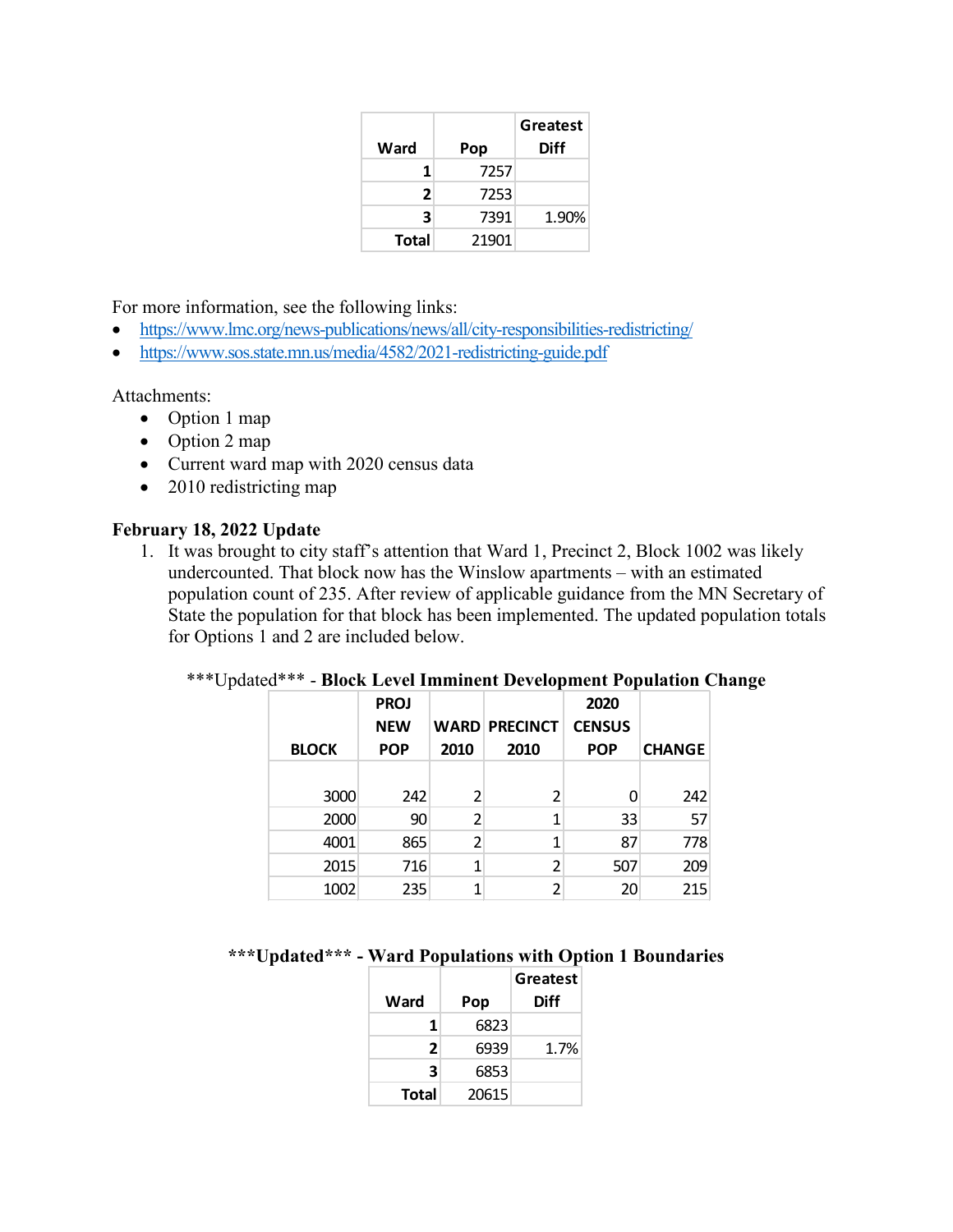| Ward | Pop | Greatest Diff |
|---|---|---|
| 1 | 7257 | |
| 2 | 7253 | |
| 3 | 7391 | 1.90% |
| Total | 21901 | |

For more information, see the following links:

- https://www.lmc.org/news-publications/news/all/city-responsibilities-redistricting/
- https://www.sos.state.mn.us/media/4582/2021-redistricting-guide.pdf

Attachments:

- Option 1 map
- Option 2 map
- Current ward map with 2020 census data
- 2010 redistricting map

**February 18, 2022 Update**

1. It was brought to city staff's attention that Ward 1, Precinct 2, Block 1002 was likely undercounted. That block now has the Winslow apartments – with an estimated population count of 235. After review of applicable guidance from the MN Secretary of State the population for that block has been implemented. The updated population totals for Options 1 and 2 are included below.

***Updated*** - **Block Level Imminent Development Population Change**

| BLOCK | PROJ NEW POP | WARD 2010 | PRECINCT 2010 | 2020 CENSUS POP | CHANGE |
|---|---|---|---|---|---|
| 3000 | 242 | 2 | 2 | 0 | 242 |
| 2000 | 90 | 2 | 1 | 33 | 57 |
| 4001 | 865 | 2 | 1 | 87 | 778 |
| 2015 | 716 | 1 | 2 | 507 | 209 |
| 1002 | 235 | 1 | 2 | 20 | 215 |

**\*\*\*Updated\*\*\* - Ward Populations with Option 1 Boundaries**

| Ward | Pop | Greatest Diff |
|---|---|---|
| 1 | 6823 | |
| 2 | 6939 | 1.7% |
| 3 | 6853 | |
| Total | 20615 | |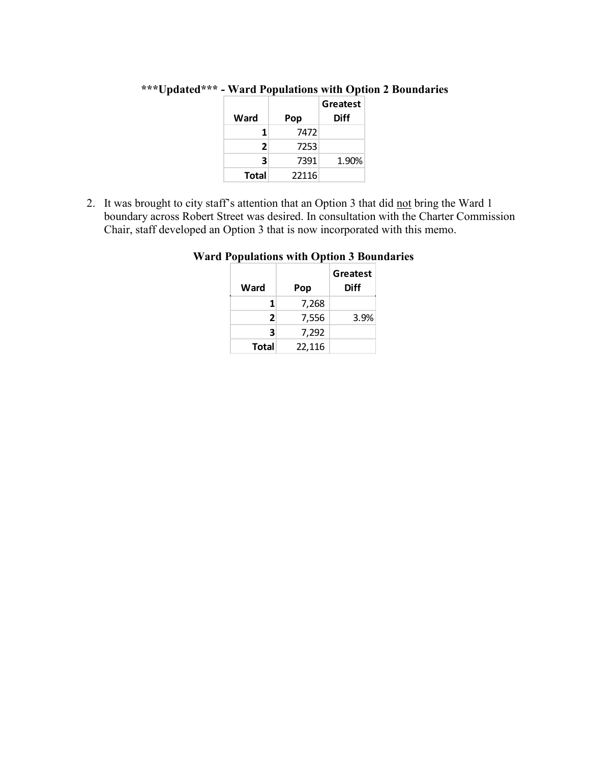**\*\*\*Updated\*\*\* - Ward Populations with Option 2 Boundaries**

| Ward | Pop | Greatest Diff |
|---|---|---|
| 1 | 7472 | |
| 2 | 7253 | |
| 3 | 7391 | 1.90% |
| Total | 22116 | |

2. It was brought to city staff's attention that an Option 3 that did <u>not</u> bring the Ward 1 boundary across Robert Street was desired. In consultation with the Charter Commission Chair, staff developed an Option 3 that is now incorporated with this memo.

**Ward Populations with Option 3 Boundaries**

| Ward | Pop | Greatest Diff |
|---|---|---|
| 1 | 7,268 | |
| 2 | 7,556 | 3.9% |
| 3 | 7,292 | |
| Total | 22,116 | |